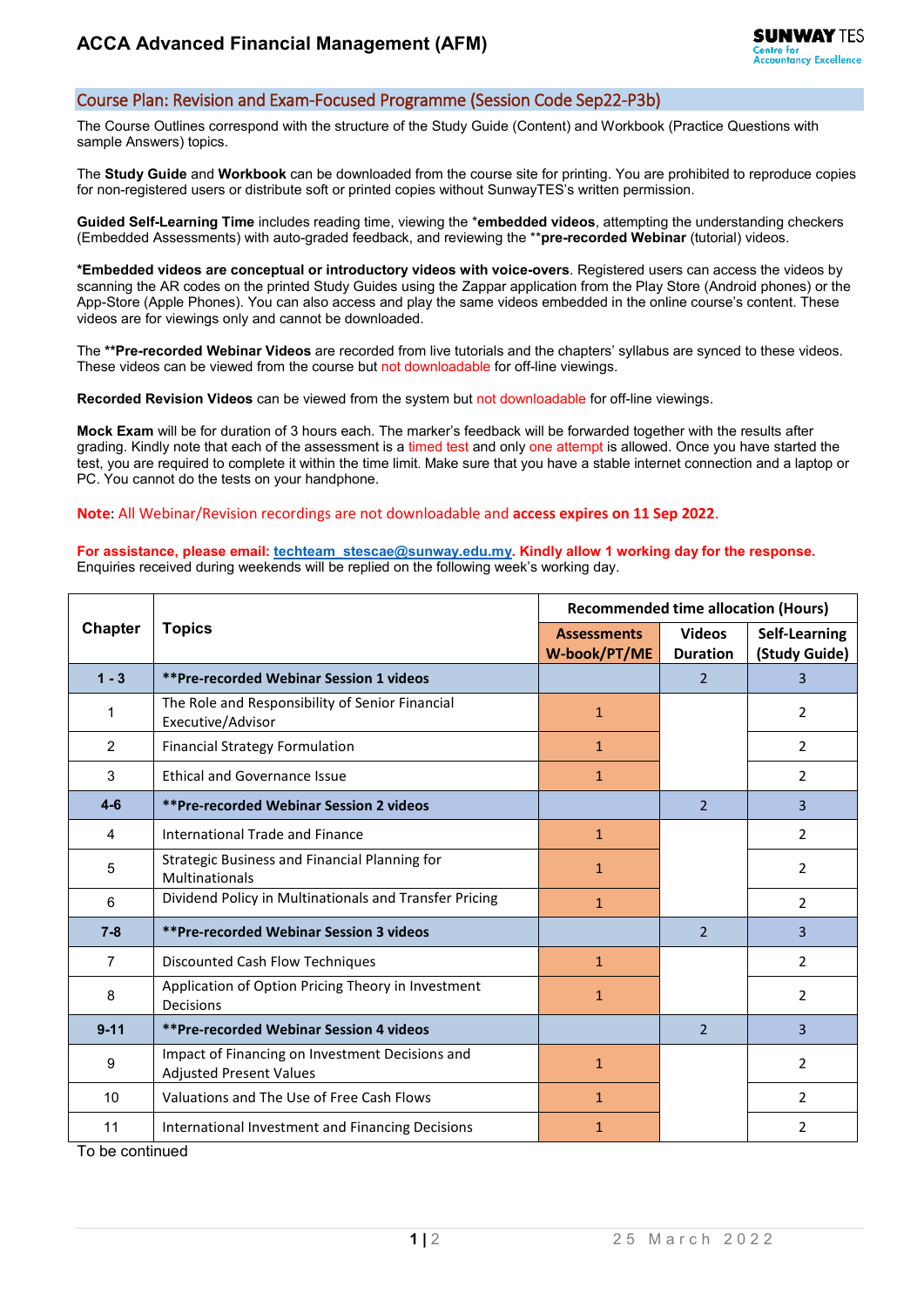# ACCA Advanced Financial Management (AFM)

## Course Plan: Revision and Exam-Focused Programme (Session Code Sep22-P3b)

The Course Outlines correspond with the structure of the Study Guide (Content) and Workbook (Practice Questions with sample Answers) topics.

The **Study Guide** and **Workbook** can be downloaded from the course site for printing. You are prohibited to reproduce copies for non-registered users or distribute soft or printed copies without SunwayTES's written permission.

**Guided Self-Learning Time** includes reading time, viewing the ***embedded videos**, attempting the understanding checkers (Embedded Assessments) with auto-graded feedback, and reviewing the ****pre-recorded Webinar** (tutorial) videos.

***Embedded videos are conceptual or introductory videos with voice-overs**. Registered users can access the videos by scanning the AR codes on the printed Study Guides using the Zappar application from the Play Store (Android phones) or the App-Store (Apple Phones). You can also access and play the same videos embedded in the online course's content. These videos are for viewings only and cannot be downloaded.

The ****Pre-recorded Webinar Videos** are recorded from live tutorials and the chapters' syllabus are synced to these videos. These videos can be viewed from the course but not downloadable for off-line viewings.

**Recorded Revision Videos** can be viewed from the system but not downloadable for off-line viewings.

**Mock Exam** will be for duration of 3 hours each. The marker's feedback will be forwarded together with the results after grading. Kindly note that each of the assessment is a timed test and only one attempt is allowed. Once you have started the test, you are required to complete it within the time limit. Make sure that you have a stable internet connection and a laptop or PC. You cannot do the tests on your handphone.

**Note**: All Webinar/Revision recordings are not downloadable and **access expires on 11 Sep 2022**.

**For assistance, please email: techteam_stescae@sunway.edu.my. Kindly allow 1 working day for the response.**
Enquiries received during weekends will be replied on the following week's working day.

| Chapter | Topics | Recommended time allocation (Hours) | | |
|---|---|---|---|---|
| | | Assessments W-book/PT/ME | Videos Duration | Self-Learning (Study Guide) |
| **1 - 3** | ****Pre-recorded Webinar Session 1 videos** | | 2 | 3 |
| 1 | The Role and Responsibility of Senior Financial Executive/Advisor | 1 | | 2 |
| 2 | Financial Strategy Formulation | 1 | | 2 |
| 3 | Ethical and Governance Issue | 1 | | 2 |
| **4-6** | ****Pre-recorded Webinar Session 2 videos** | | 2 | 3 |
| 4 | International Trade and Finance | 1 | | 2 |
| 5 | Strategic Business and Financial Planning for Multinationals | 1 | | 2 |
| 6 | Dividend Policy in Multinationals and Transfer Pricing | 1 | | 2 |
| **7-8** | ****Pre-recorded Webinar Session 3 videos** | | 2 | 3 |
| 7 | Discounted Cash Flow Techniques | 1 | | 2 |
| 8 | Application of Option Pricing Theory in Investment Decisions | 1 | | 2 |
| **9-11** | ****Pre-recorded Webinar Session 4 videos** | | 2 | 3 |
| 9 | Impact of Financing on Investment Decisions and Adjusted Present Values | 1 | | 2 |
| 10 | Valuations and The Use of Free Cash Flows | 1 | | 2 |
| 11 | International Investment and Financing Decisions | 1 | | 2 |

To be continued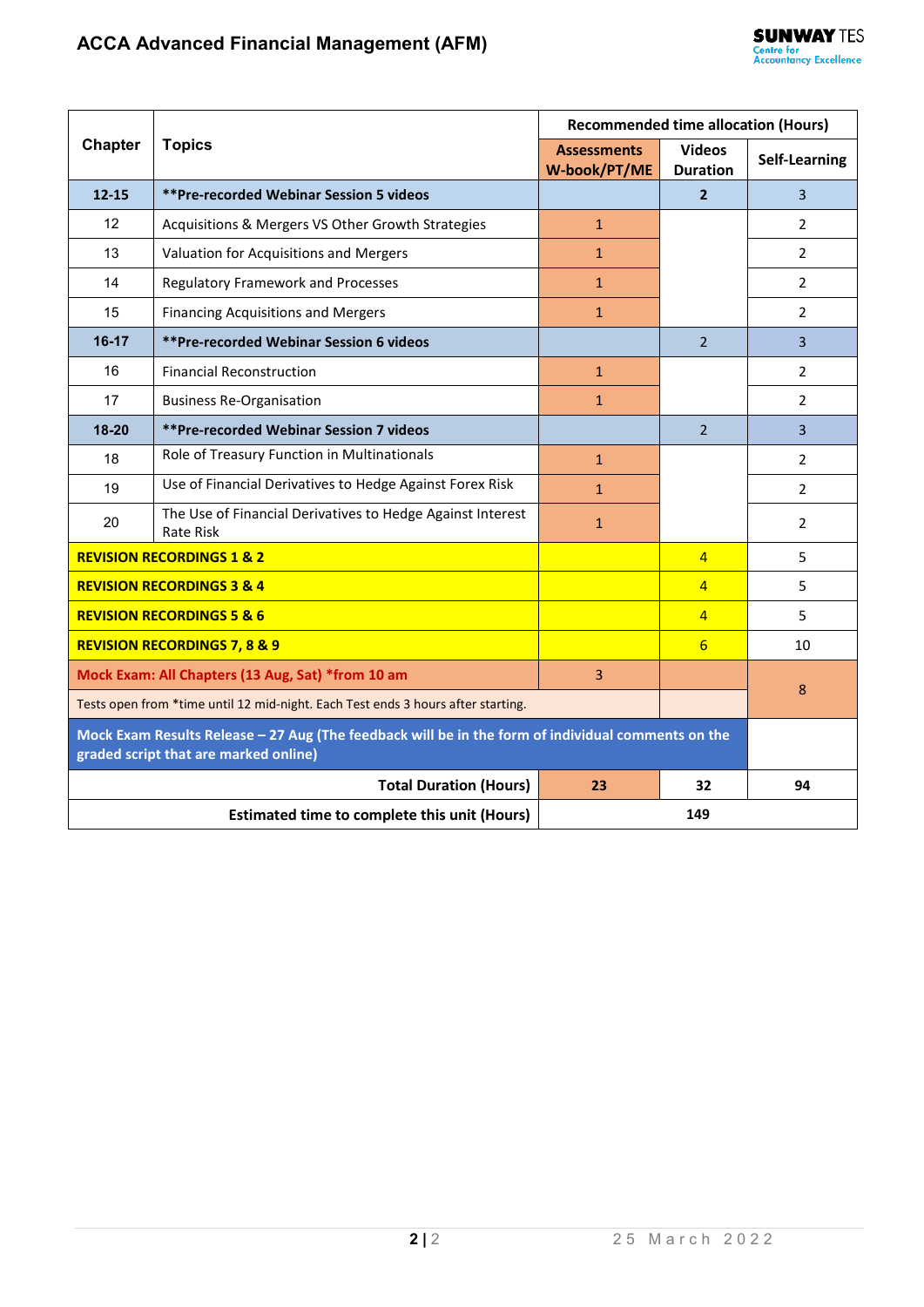| Chapter | Topics | Recommended time allocation (Hours) | | |
|---|---|---|---|---|
| | | Assessments W-book/PT/ME | Videos Duration | Self-Learning |
| **12-15** | **\*\*Pre-recorded Webinar Session 5 videos** | | **2** | 3 |
| 12 | Acquisitions & Mergers VS Other Growth Strategies | 1 | | 2 |
| 13 | Valuation for Acquisitions and Mergers | 1 | | 2 |
| 14 | Regulatory Framework and Processes | 1 | | 2 |
| 15 | Financing Acquisitions and Mergers | 1 | | 2 |
| **16-17** | **\*\*Pre-recorded Webinar Session 6 videos** | | 2 | 3 |
| 16 | Financial Reconstruction | 1 | | 2 |
| 17 | Business Re-Organisation | 1 | | 2 |
| **18-20** | **\*\*Pre-recorded Webinar Session 7 videos** | | 2 | 3 |
| 18 | Role of Treasury Function in Multinationals | 1 | | 2 |
| 19 | Use of Financial Derivatives to Hedge Against Forex Risk | 1 | | 2 |
| 20 | The Use of Financial Derivatives to Hedge Against Interest Rate Risk | 1 | | 2 |
| **REVISION RECORDINGS 1 & 2** | | | 4 | 5 |
| **REVISION RECORDINGS 3 & 4** | | | 4 | 5 |
| **REVISION RECORDINGS 5 & 6** | | | 4 | 5 |
| **REVISION RECORDINGS 7, 8 & 9** | | | 6 | 10 |
| **Mock Exam: All Chapters (13 Aug, Sat) \*from 10 am** | | 3 | | 8 |
| Tests open from \*time until 12 mid-night. Each Test ends 3 hours after starting. | | | | |
| **Mock Exam Results Release – 27 Aug (The feedback will be in the form of individual comments on the graded script that are marked online)** | | | | |
| | **Total Duration (Hours)** | **23** | **32** | **94** |
| | **Estimated time to complete this unit (Hours)** | **149** | | |